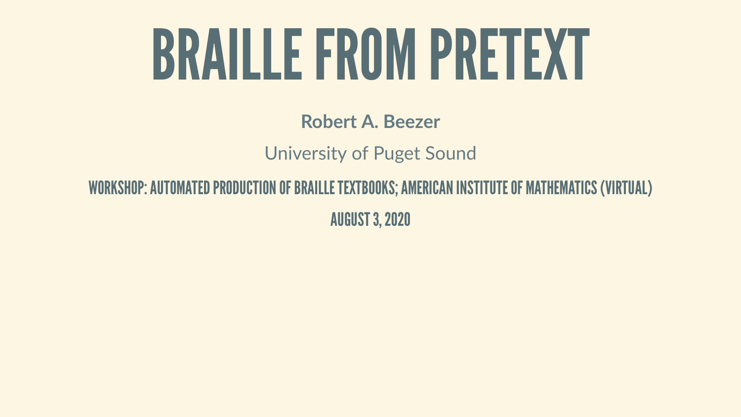# BRAILLE FROM PRETEXT

**Robert A. Beezer**

University of Puget Sound

WORKSHOP: AUTOMATED PRODUCTION OF BRAILLE TEXTBOOKS; AMERICAN INSTITUTE OF MATHEMATICS (VIRTUAL)

AUGUST 3, 2020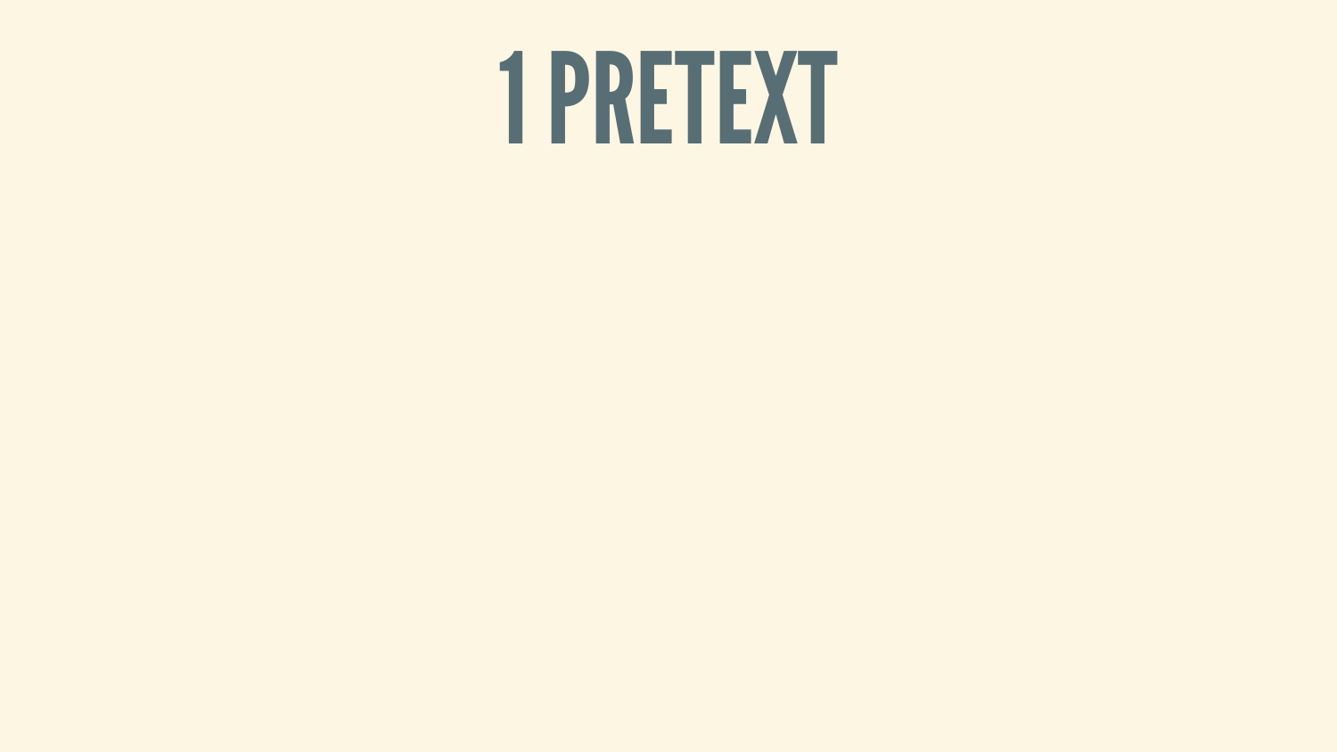# 1 PRETEXT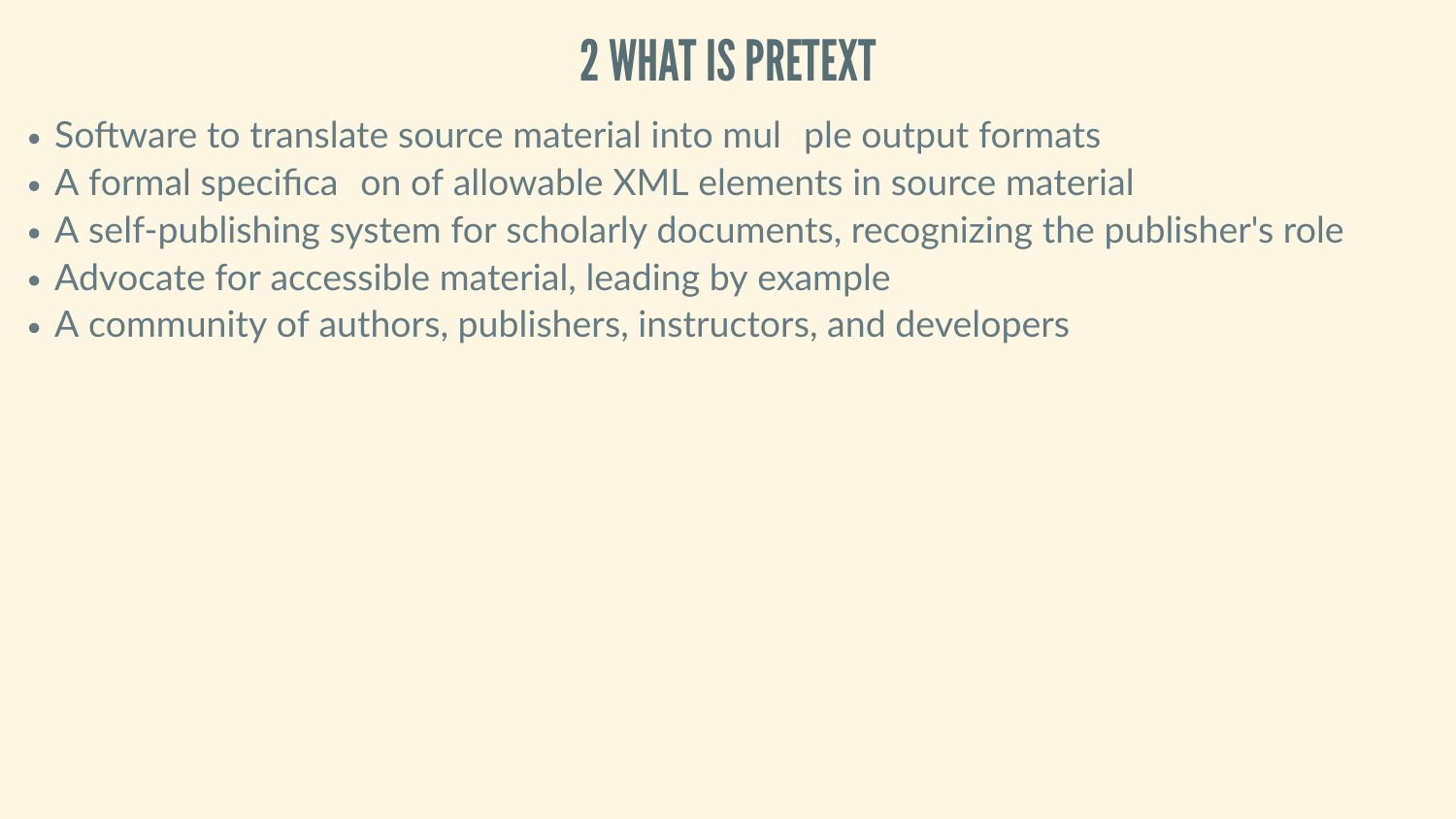# 2 WHAT IS PRETEXT

- Software to translate source material into multiple output formats
- A formal specification of allowable XML elements in source material
- A self-publishing system for scholarly documents, recognizing the publisher's role
- Advocate for accessible material, leading by example
- A community of authors, publishers, instructors, and developers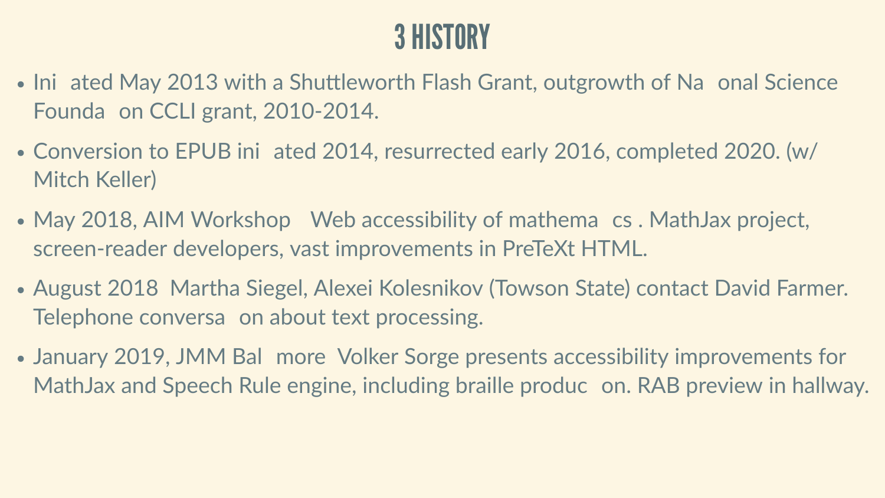# 3 HISTORY

- Initiated May 2013 with a Shuttleworth Flash Grant, outgrowth of National Science Foundation CCLI grant, 2010-2014.
- Conversion to EPUB initiated 2014, resurrected early 2016, completed 2020. (w/ Mitch Keller)
- May 2018, AIM Workshop Web accessibility of mathematics . MathJax project, screen-reader developers, vast improvements in PreTeXt HTML.
- August 2018 Martha Siegel, Alexei Kolesnikov (Towson State) contact David Farmer. Telephone conversation about text processing.
- January 2019, JMM Baltimore Volker Sorge presents accessibility improvements for MathJax and Speech Rule engine, including braille production. RAB preview in hallway.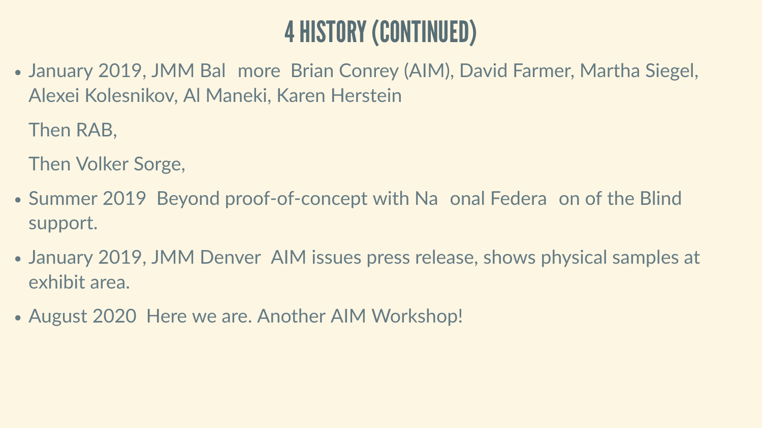# 4 HISTORY (CONTINUED)

- January 2019, JMM Bal  more  Brian Conrey (AIM), David Farmer, Martha Siegel, Alexei Kolesnikov, Al Maneki, Karen Herstein

  Then RAB,

  Then Volker Sorge,

- Summer 2019  Beyond proof-of-concept with Na  onal Federa  on of the Blind support.
- January 2019, JMM Denver  AIM issues press release, shows physical samples at exhibit area.
- August 2020  Here we are. Another AIM Workshop!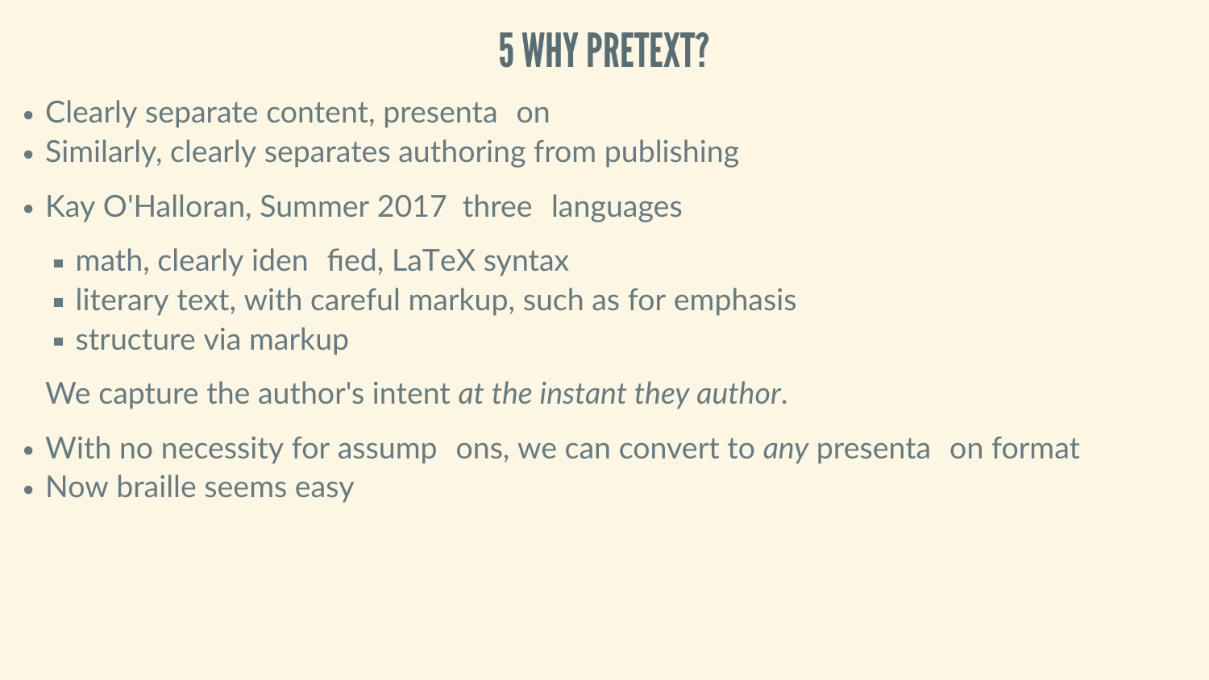# 5 WHY PRETEXT?

- Clearly separate content, presentation
- Similarly, clearly separates authoring from publishing
- Kay O'Halloran, Summer 2017 three languages
  - math, clearly identified, LaTeX syntax
  - literary text, with careful markup, such as for emphasis
  - structure via markup

  We capture the author's intent *at the instant they author*.
- With no necessity for assumptions, we can convert to *any* presentation format
- Now braille seems easy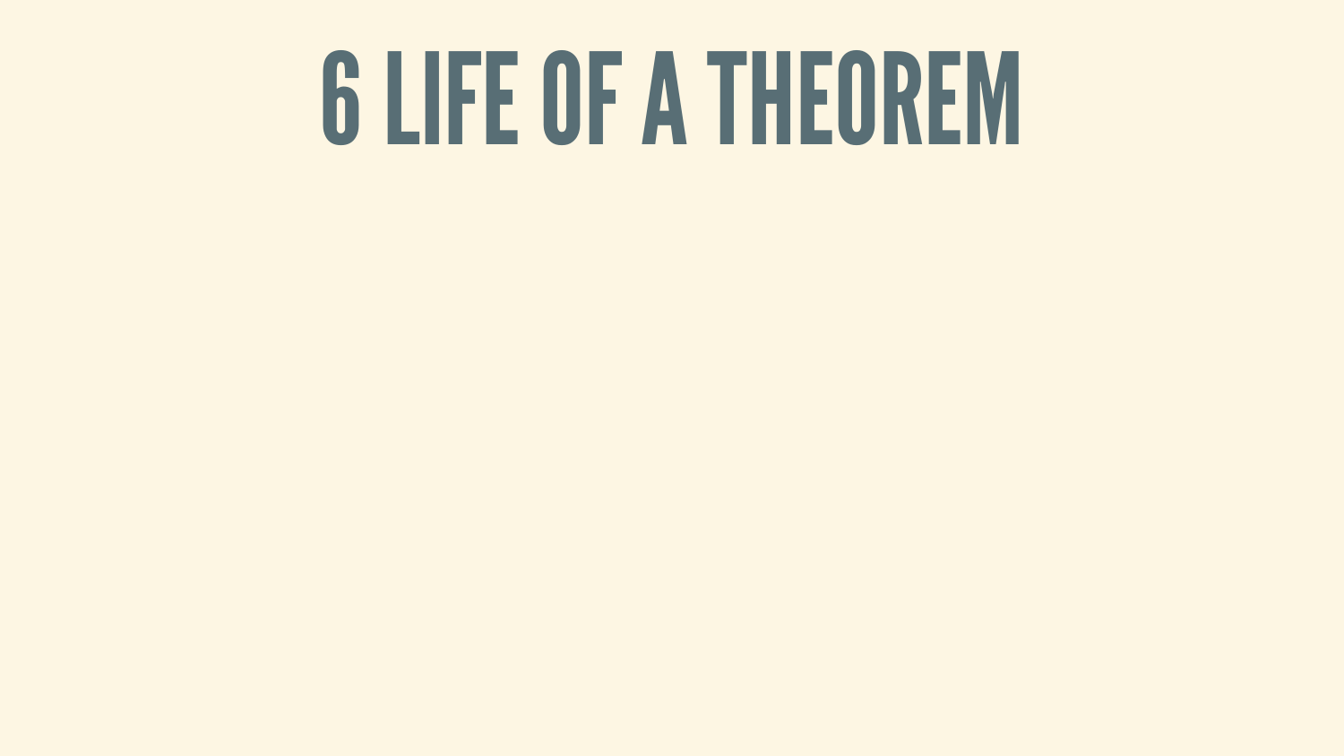# 6 LIFE OF A THEOREM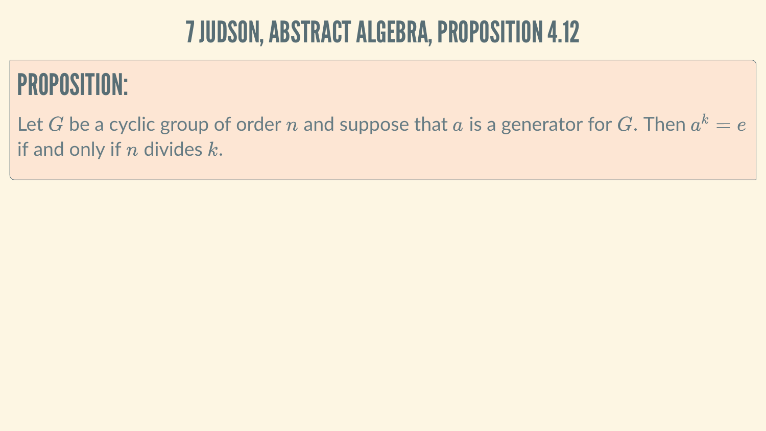# 7 JUDSON, ABSTRACT ALGEBRA, PROPOSITION 4.12

## PROPOSITION:

Let $G$ be a cyclic group of order $n$ and suppose that $a$ is a generator for $G$. Then $a^k = e$ if and only if $n$ divides $k$.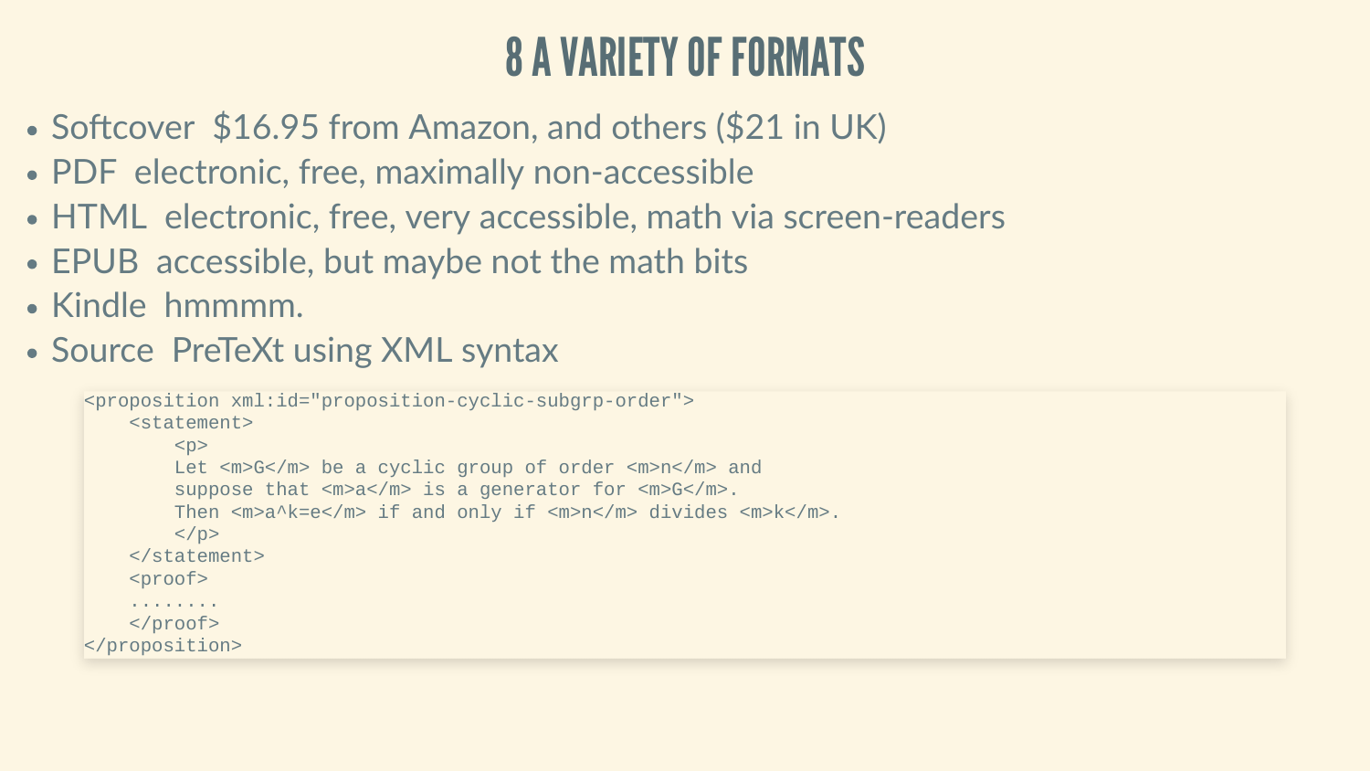# 8 A VARIETY OF FORMATS

- Softcover $16.95 from Amazon, and others ($21 in UK)
- PDF electronic, free, maximally non-accessible
- HTML electronic, free, very accessible, math via screen-readers
- EPUB accessible, but maybe not the math bits
- Kindle hmmmm.
- Source PreTeXt using XML syntax

```
<proposition xml:id="proposition-cyclic-subgrp-order">
    <statement>
        <p>
        Let <m>G</m> be a cyclic group of order <m>n</m> and
        suppose that <m>a</m> is a generator for <m>G</m>.
        Then <m>a^k=e</m> if and only if <m>n</m> divides <m>k</m>.
        </p>
    </statement>
    <proof>
    ........
    </proof>
</proposition>
```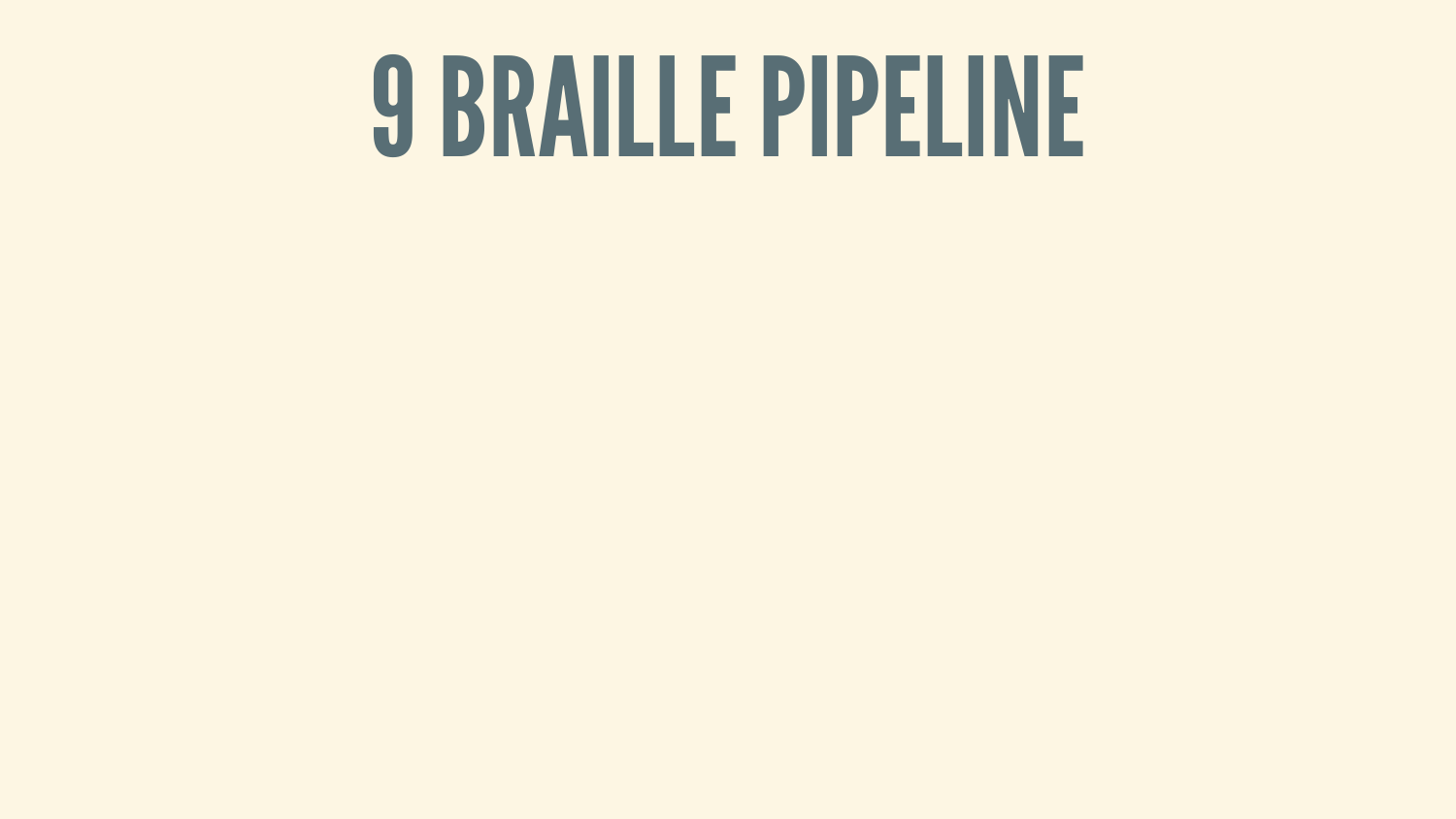# 9 BRAILLE PIPELINE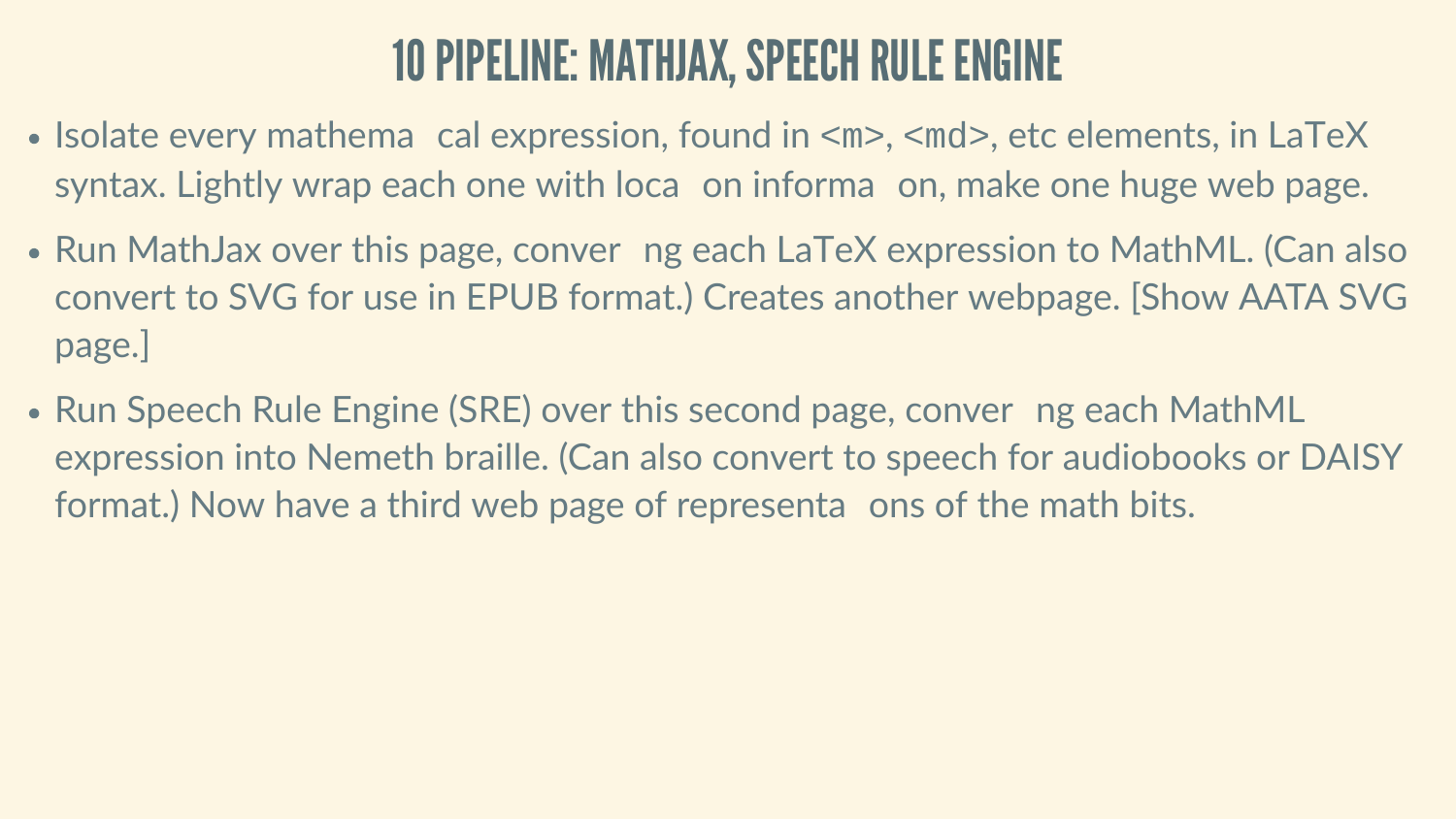# 10 PIPELINE: MATHJAX, SPEECH RULE ENGINE

- Isolate every mathematical expression, found in `<m>`, `<md>`, etc elements, in LaTeX syntax. Lightly wrap each one with location information, make one huge web page.
- Run MathJax over this page, converting each LaTeX expression to MathML. (Can also convert to SVG for use in EPUB format.) Creates another webpage. [Show AATA SVG page.]
- Run Speech Rule Engine (SRE) over this second page, converting each MathML expression into Nemeth braille. (Can also convert to speech for audiobooks or DAISY format.) Now have a third web page of representations of the math bits.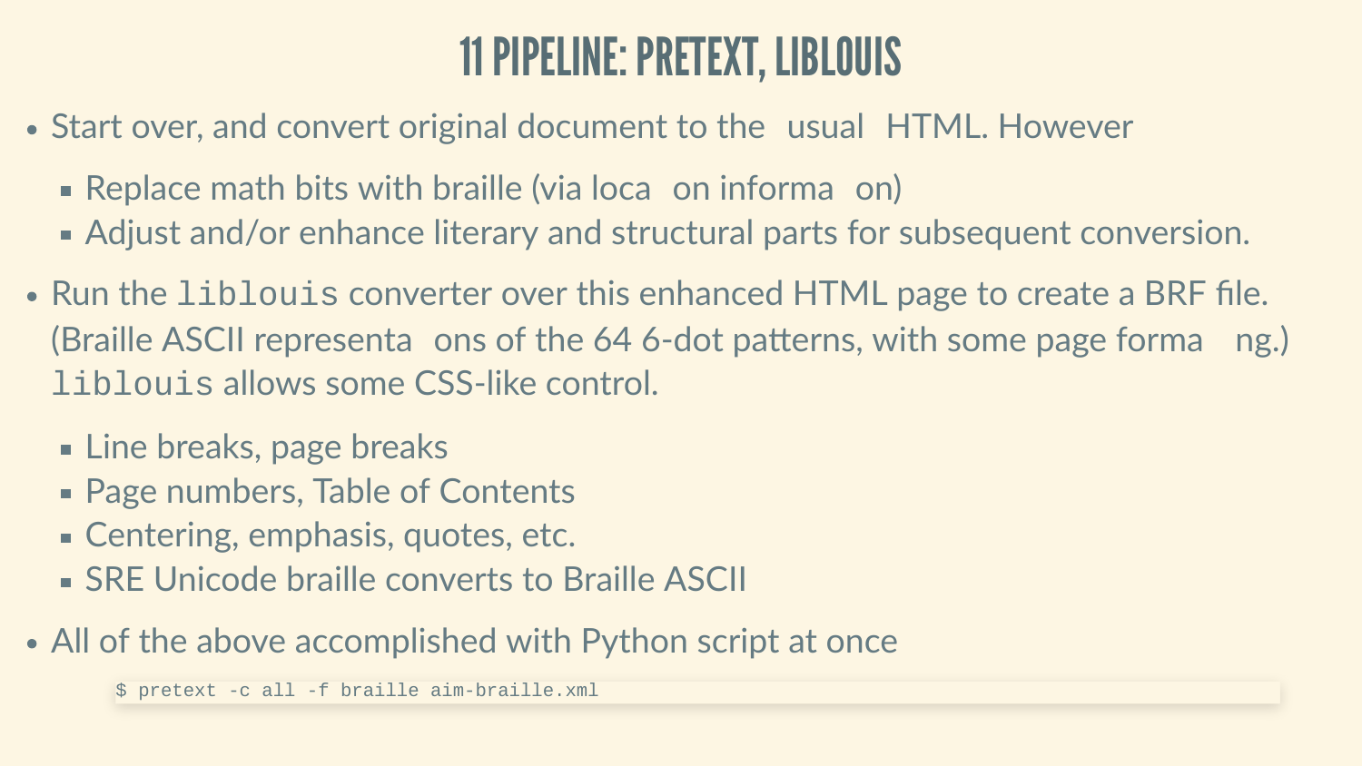# 11 PIPELINE: PRETEXT, LIBLOUIS

- Start over, and convert original document to the "usual" HTML. However
  - Replace math bits with braille (via location information)
  - Adjust and/or enhance literary and structural parts for subsequent conversion.
- Run the `liblouis` converter over this enhanced HTML page to create a BRF file. (Braille ASCII representations of the 64 6-dot patterns, with some page formatting.) `liblouis` allows some CSS-like control.
  - Line breaks, page breaks
  - Page numbers, Table of Contents
  - Centering, emphasis, quotes, etc.
  - SRE Unicode braille converts to Braille ASCII
- All of the above accomplished with Python script at once

```
$ pretext -c all -f braille aim-braille.xml
```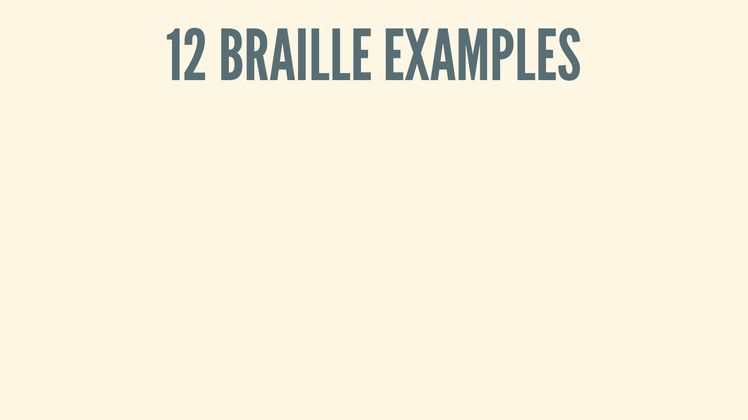# 12 BRAILLE EXAMPLES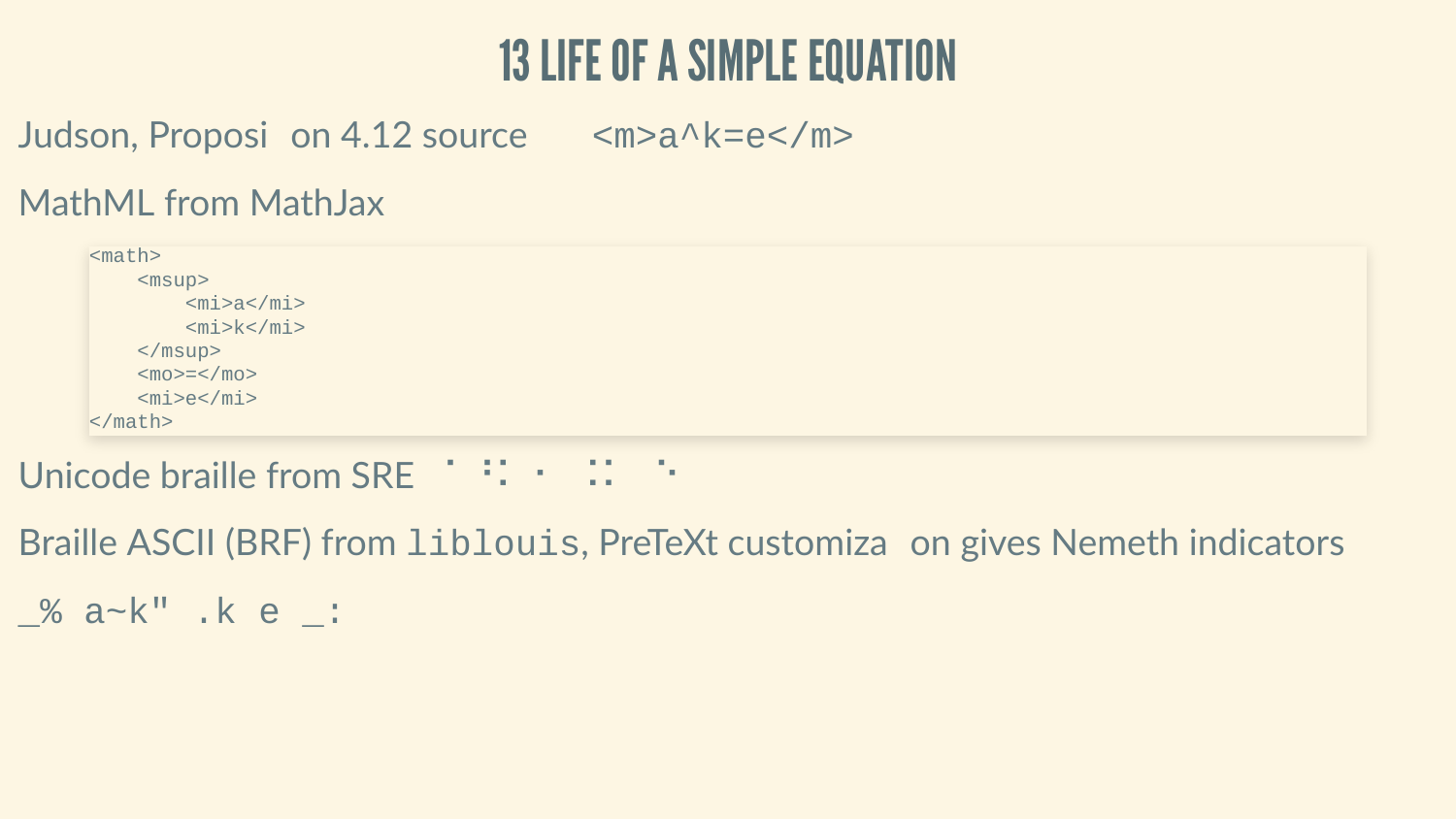# 13 LIFE OF A SIMPLE EQUATION

Judson, Proposition 4.12 source `<m>a^k=e</m>`

MathML from MathJax

```
<math>
    <msup>
        <mi>a</mi>
        <mi>k</mi>
    </msup>
    <mo>=</mo>
    <mi>e</mi>
</math>
```

Unicode braille from SRE ⠁⠘⠅⠀⠨⠅⠀⠑

Braille ASCII (BRF) from `liblouis`, PreTeXt customization gives Nemeth indicators

```
_% a~k" .k e _:
```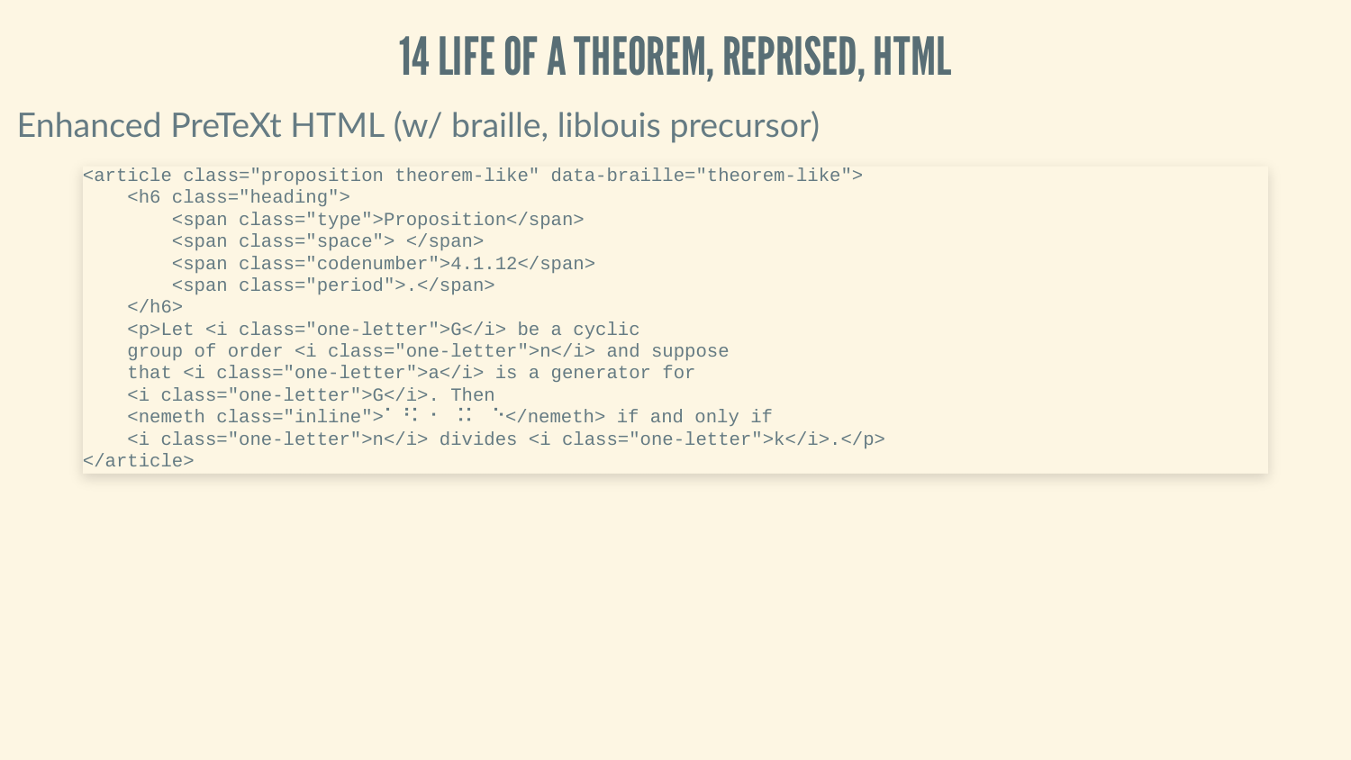# 14 LIFE OF A THEOREM, REPRISED, HTML

## Enhanced PreTeXt HTML (w/ braille, liblouis precursor)

```
<article class="proposition theorem-like" data-braille="theorem-like">
    <h6 class="heading">
        <span class="type">Proposition</span>
        <span class="space"> </span>
        <span class="codenumber">4.1.12</span>
        <span class="period">.</span>
    </h6>
    <p>Let <i class="one-letter">G</i> be a cyclic
    group of order <i class="one-letter">n</i> and suppose
    that <i class="one-letter">a</i> is a generator for
    <i class="one-letter">G</i>. Then
    <nemeth class="inline">⠁⠘⠅⠐⠀⠨⠅⠀⠑</nemeth> if and only if
    <i class="one-letter">n</i> divides <i class="one-letter">k</i>.</p>
</article>
```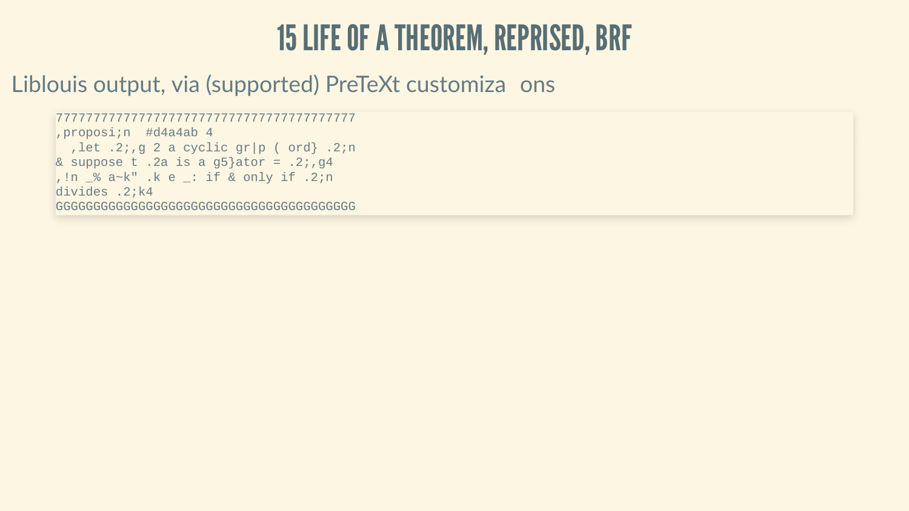# 15 LIFE OF A THEOREM, REPRISED, BRF

Liblouis output, via (supported) PreTeXt customiza ons

```
7777777777777777777777777777777777777777
,proposi;n  #d4a4ab 4
  ,let .2;,g 2 a cyclic gr|p ( ord} .2;n
& suppose t .2a is a g5}ator = .2;,g4
,!n _% a~k" .k e _: if & only if .2;n
divides .2;k4
GGGGGGGGGGGGGGGGGGGGGGGGGGGGGGGGGGGGGGGG
```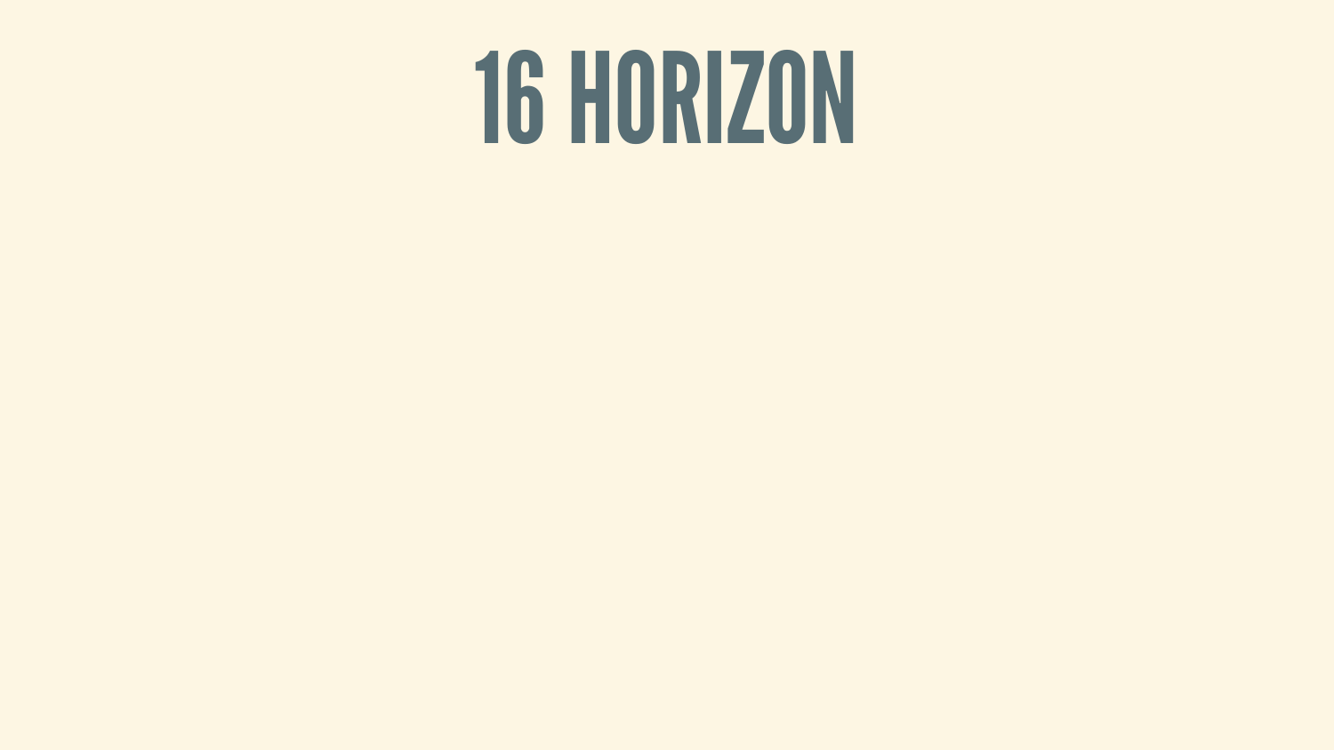# 16 HORIZON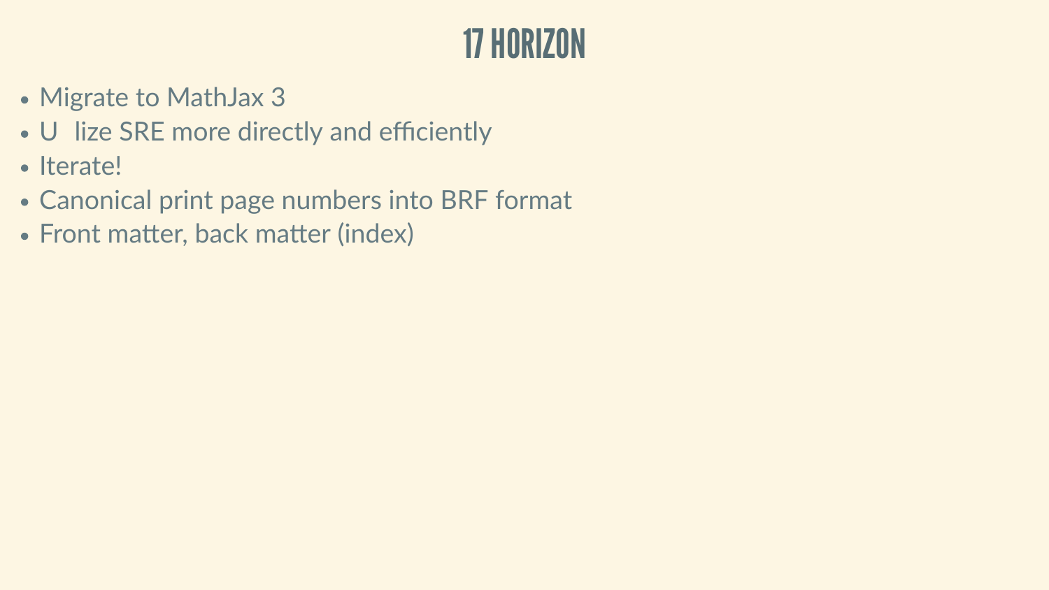# 17 HORIZON

- Migrate to MathJax 3
- U lize SRE more directly and efficiently
- Iterate!
- Canonical print page numbers into BRF format
- Front matter, back matter (index)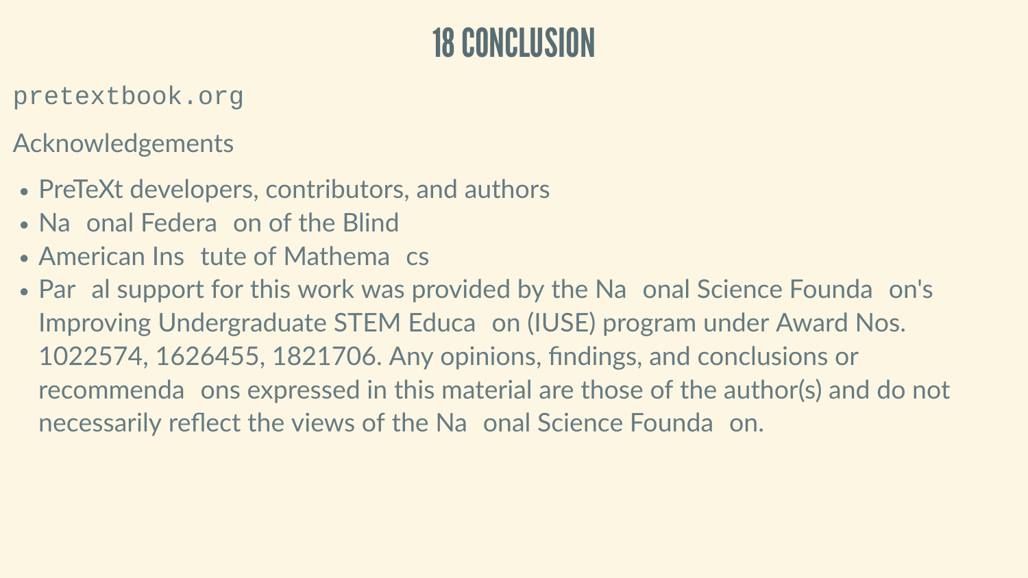# 18 CONCLUSION

`pretextbook.org`

Acknowledgements

- PreTeXt developers, contributors, and authors
- National Federation of the Blind
- American Institute of Mathematics
- Partial support for this work was provided by the National Science Foundation's Improving Undergraduate STEM Education (IUSE) program under Award Nos. 1022574, 1626455, 1821706. Any opinions, findings, and conclusions or recommendations expressed in this material are those of the author(s) and do not necessarily reflect the views of the National Science Foundation.